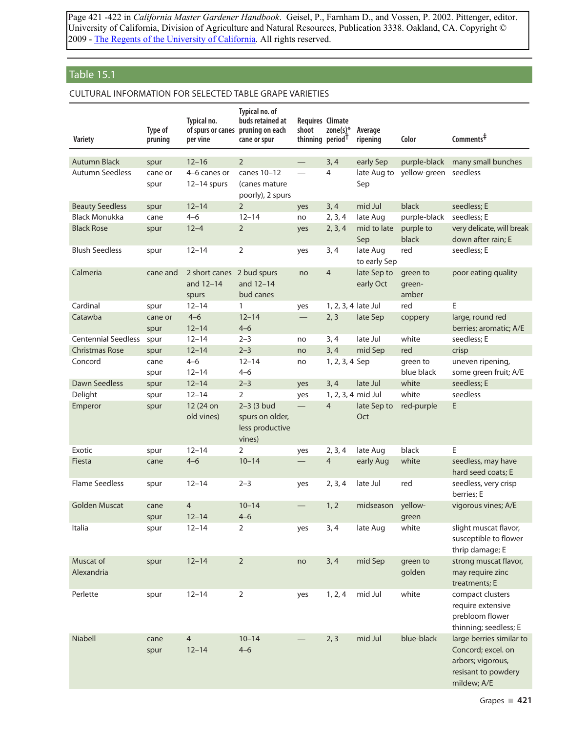Page 421 -422 in *California Master Gardener Handbook*. Geisel, P., Farnham D., and Vossen, P. 2002. Pittenger, editor. University of California, Division of Agriculture and Natural Resources, Publication 3338. Oakland, CA. Copyright © 2009 - The Regents of the University of California. All rights reserved.

## Table 15.1

### CULTURAL INFORMATION FOR SELECTED TABLE GRAPE VARIETIES

| Variety | Type of pruning | Typical no. of spurs or canes per vine | Typical no. of buds retained at pruning on each cane or spur | Requires shoot thinning | Climate zone(s)* period† | Average ripening | Color | Comments‡ |
|---|---|---|---|---|---|---|---|---|
| Autumn Black | spur | 12–16 | 2 | — | 3, 4 | early Sep | purple-black | many small bunches |
| Autumn Seedless | cane or spur | 4–6 canes or 12–14 spurs | canes 10–12 (canes mature poorly), 2 spurs | — | 4 | late Aug to Sep | yellow-green | seedless |
| Beauty Seedless | spur | 12–14 | 2 | yes | 3, 4 | mid Jul | black | seedless; E |
| Black Monukka | cane | 4–6 | 12–14 | no | 2, 3, 4 | late Aug | purple-black | seedless; E |
| Black Rose | spur | 12–4 | 2 | yes | 2, 3, 4 | mid to late Sep | purple to black | very delicate, will break down after rain; E |
| Blush Seedless | spur | 12–14 | 2 | yes | 3, 4 | late Aug to early Sep | red | seedless; E |
| Calmeria | cane and | 2 short canes and 12–14 spurs | 2 bud spurs and 12–14 bud canes | no | 4 | late Sep to early Oct | green to green-amber | poor eating quality |
| Cardinal | spur | 12–14 | 1 | yes | 1, 2, 3, 4 | late Jul | red | E |
| Catawba | cane or spur | 4–6<br>12–14 | 12–14<br>4–6 | — | 2, 3 | late Sep | coppery | large, round red berries; aromatic; A/E |
| Centennial Seedless | spur | 12–14 | 2–3 | no | 3, 4 | late Jul | white | seedless; E |
| Christmas Rose | spur | 12–14 | 2–3 | no | 3, 4 | mid Sep | red | crisp |
| Concord | cane<br>spur | 4–6<br>12–14 | 12–14<br>4–6 | no | 1, 2, 3, 4 | Sep | green to blue black | uneven ripening, some green fruit; A/E |
| Dawn Seedless | spur | 12–14 | 2–3 | yes | 3, 4 | late Jul | white | seedless; E |
| Delight | spur | 12–14 | 2 | yes | 1, 2, 3, 4 | mid Jul | white | seedless |
| Emperor | spur | 12 (24 on old vines) | 2–3 (3 bud spurs on older, less productive vines) | — | 4 | late Sep to Oct | red-purple | E |
| Exotic | spur | 12–14 | 2 | yes | 2, 3, 4 | late Aug | black | E |
| Fiesta | cane | 4–6 | 10–14 | — | 4 | early Aug | white | seedless, may have hard seed coats; E |
| Flame Seedless | spur | 12–14 | 2–3 | yes | 2, 3, 4 | late Jul | red | seedless, very crisp berries; E |
| Golden Muscat | cane<br>spur | 4<br>12–14 | 10–14<br>4–6 | — | 1, 2 | midseason | yellow-green | vigorous vines; A/E |
| Italia | spur | 12–14 | 2 | yes | 3, 4 | late Aug | white | slight muscat flavor, susceptible to flower thrip damage; E |
| Muscat of Alexandria | spur | 12–14 | 2 | no | 3, 4 | mid Sep | green to golden | strong muscat flavor, may require zinc treatments; E |
| Perlette | spur | 12–14 | 2 | yes | 1, 2, 4 | mid Jul | white | compact clusters require extensive prebloom flower thinning; seedless; E |
| Niabell | cane<br>spur | 4<br>12–14 | 10–14<br>4–6 | — | 2, 3 | mid Jul | blue-black | large berries similar to Concord; excel. on arbors; vigorous, resisant to powdery mildew; A/E |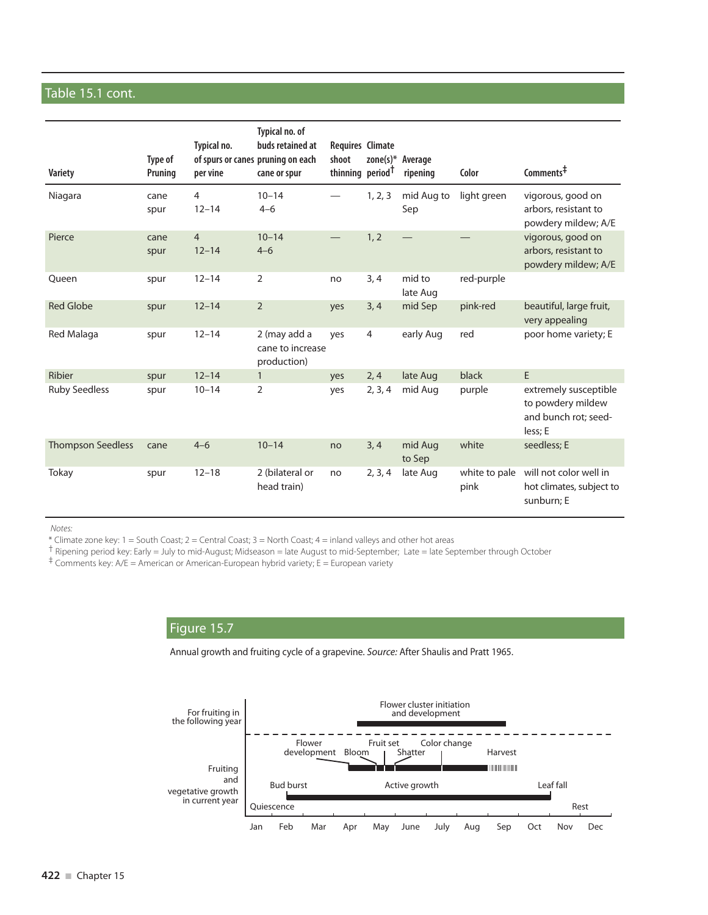## Table 15.1 cont.

| Variety | Type of Pruning | Typical no. of spurs or canes per vine | Typical no. of buds retained at pruning on each cane or spur | Requires shoot thinning | Climate zone(s)* period† | Average ripening | Color | Comments‡ |
|---|---|---|---|---|---|---|---|---|
| Niagara | cane<br>spur | 4<br>12–14 | 10–14<br>4–6 | — | 1, 2, 3 | mid Aug to Sep | light green | vigorous, good on arbors, resistant to powdery mildew; A/E |
| Pierce | cane<br>spur | 4<br>12–14 | 10–14<br>4–6 | — | 1, 2 | — | — | vigorous, good on arbors, resistant to powdery mildew; A/E |
| Queen | spur | 12–14 | 2 | no | 3, 4 | mid to late Aug | red-purple | |
| Red Globe | spur | 12–14 | 2 | yes | 3, 4 | mid Sep | pink-red | beautiful, large fruit, very appealing |
| Red Malaga | spur | 12–14 | 2 (may add a cane to increase production) | yes | 4 | early Aug | red | poor home variety; E |
| Ribier | spur | 12–14 | 1 | yes | 2, 4 | late Aug | black | E |
| Ruby Seedless | spur | 10–14 | 2 | yes | 2, 3, 4 | mid Aug | purple | extremely susceptible to powdery mildew and bunch rot; seedless; E |
| Thompson Seedless | cane | 4–6 | 10–14 | no | 3, 4 | mid Aug to Sep | white | seedless; E |
| Tokay | spur | 12–18 | 2 (bilateral or head train) | no | 2, 3, 4 | late Aug | white to pale pink | will not color well in hot climates, subject to sunburn; E |

*Notes:*

\* Climate zone key: 1 = South Coast; 2 = Central Coast; 3 = North Coast; 4 = inland valleys and other hot areas

† Ripening period key: Early = July to mid-August; Midseason = late August to mid-September; Late = late September through October

‡ Comments key: A/E = American or American-European hybrid variety; E = European variety

## Figure 15.7

Annual growth and fruiting cycle of a grapevine. *Source:* After Shaulis and Pratt 1965.

For fruiting in the following year

Flower cluster initiation and development

Fruiting and vegetative growth in current year

Flower development
Bloom
Fruit set
Shatter
Color change
Harvest
Bud burst
Active growth
Leaf fall
Quiescence
Rest

Jan Feb Mar Apr May June July Aug Sep Oct Nov Dec